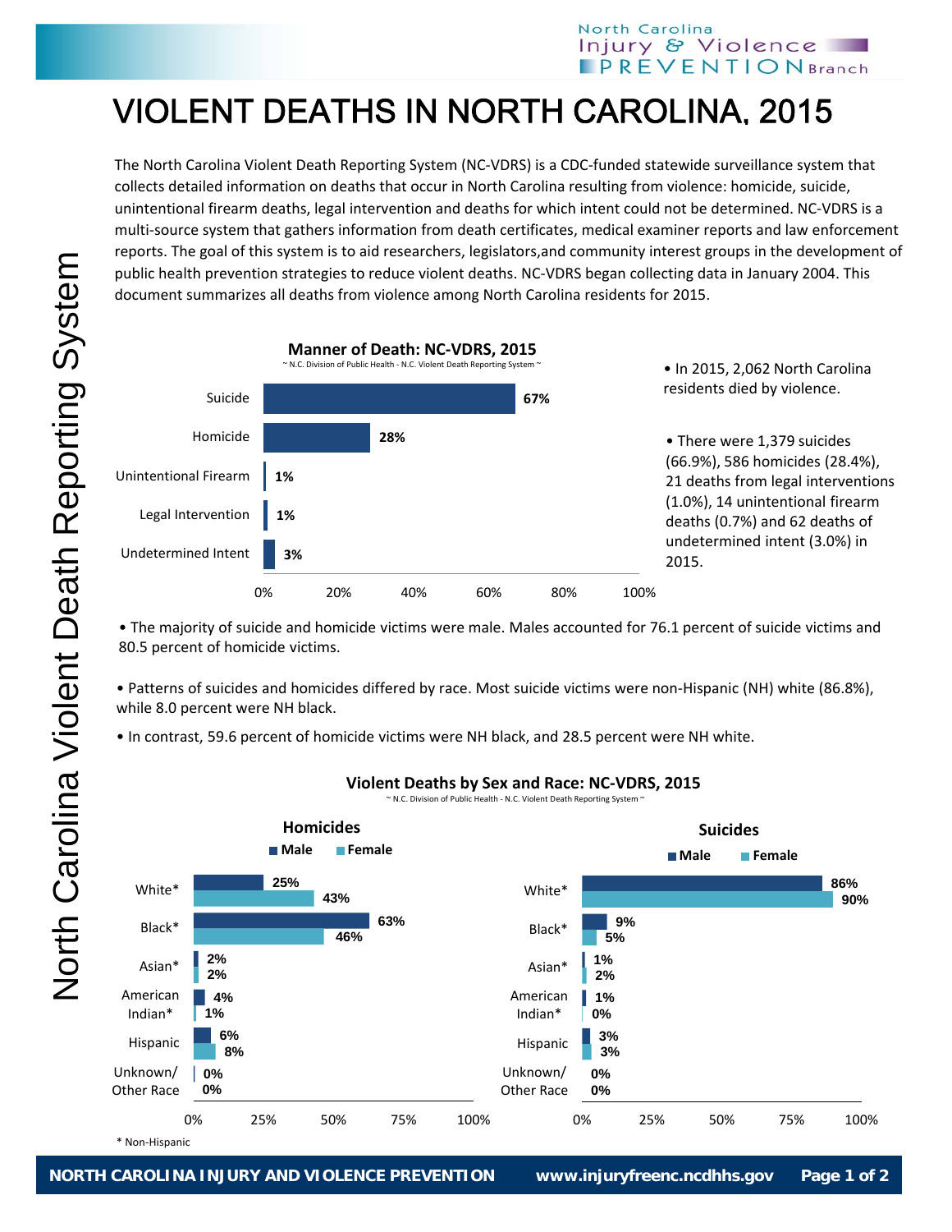# VIOLENT DEATHS IN NORTH CAROLINA, 2015

The North Carolina Violent Death Reporting System (NC-VDRS) is a CDC-funded statewide surveillance system that collects detailed information on deaths that occur in North Carolina resulting from violence: homicide, suicide, unintentional firearm deaths, legal intervention and deaths for which intent could not be determined. NC-VDRS is a multi-source system that gathers information from death certificates, medical examiner reports and law enforcement reports. The goal of this system is to aid researchers, legislators,and community interest groups in the development of public health prevention strategies to reduce violent deaths. NC-VDRS began collecting data in January 2004. This document summarizes all deaths from violence among North Carolina residents for 2015.

**Manner of Death: NC-VDRS, 2015**

~ N.C. Division of Public Health - N.C. Violent Death Reporting System ~

| Manner of Death | Percent |
|---|---|
| Suicide | 67% |
| Homicide | 28% |
| Unintentional Firearm | 1% |
| Legal Intervention | 1% |
| Undetermined Intent | 3% |

- In 2015, 2,062 North Carolina residents died by violence.
- There were 1,379 suicides (66.9%), 586 homicides (28.4%), 21 deaths from legal interventions (1.0%), 14 unintentional firearm deaths (0.7%) and 62 deaths of undetermined intent (3.0%) in 2015.

- The majority of suicide and homicide victims were male. Males accounted for 76.1 percent of suicide victims and 80.5 percent of homicide victims.
- Patterns of suicides and homicides differed by race. Most suicide victims were non-Hispanic (NH) white (86.8%), while 8.0 percent were NH black.
- In contrast, 59.6 percent of homicide victims were NH black, and 28.5 percent were NH white.

**Violent Deaths by Sex and Race: NC-VDRS, 2015**

~ N.C. Division of Public Health - N.C. Violent Death Reporting System ~

| Race | Homicides: Male | Homicides: Female | Suicides: Male | Suicides: Female |
|---|---|---|---|---|
| White* | 25% | 43% | 86% | 90% |
| Black* | 63% | 46% | 9% | 5% |
| Asian* | 2% | 2% | 1% | 2% |
| American Indian* | 4% | 1% | 1% | 0% |
| Hispanic | 6% | 8% | 3% | 3% |
| Unknown/ Other Race | 0% | 0% | 0% | 0% |

* Non-Hispanic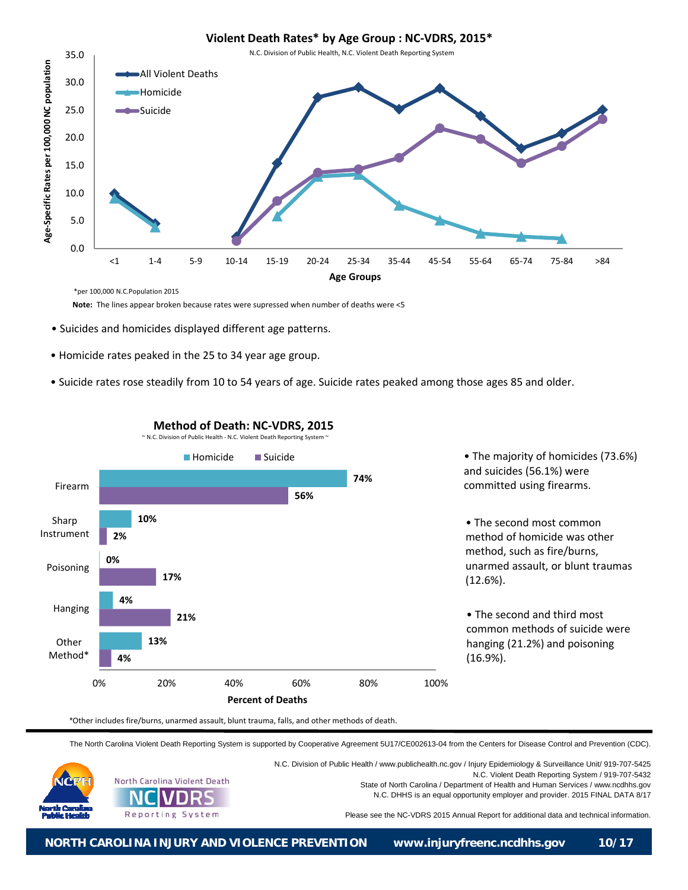## Violent Death Rates* by Age Group : NC-VDRS, 2015*

N.C. Division of Public Health, N.C. Violent Death Reporting System

All Violent Deaths
Homicide
Suicide

Age-Specific Rates per 100,000 NC population

35.0
30.0
25.0
20.0
15.0
10.0
5.0
0.0

<1 1-4 5-9 10-14 15-19 20-24 25-34 35-44 45-54 55-64 65-74 75-84 >84

Age Groups

*per 100,000 N.C.Population 2015

**Note:** The lines appear broken because rates were supressed when number of deaths were <5

- Suicides and homicides displayed different age patterns.
- Homicide rates peaked in the 25 to 34 year age group.
- Suicide rates rose steadily from 10 to 54 years of age. Suicide rates peaked among those ages 85 and older.

## Method of Death: NC-VDRS, 2015

~ N.C. Division of Public Health - N.C. Violent Death Reporting System ~

Homicide
Suicide

Firearm: 74%, 56%
Sharp Instrument: 10%, 2%
Poisoning: 0%, 17%
Hanging: 4%, 21%
Other Method*: 13%, 4%

0% 20% 40% 60% 80% 100%

Percent of Deaths

*Other includes fire/burns, unarmed assault, blunt trauma, falls, and other methods of death.

- The majority of homicides (73.6%) and suicides (56.1%) were committed using firearms.
- The second most common method of homicide was other method, such as fire/burns, unarmed assault, or blunt traumas (12.6%).
- The second and third most common methods of suicide were hanging (21.2%) and poisoning (16.9%).

The North Carolina Violent Death Reporting System is supported by Cooperative Agreement 5U17/CE002613-04 from the Centers for Disease Control and Prevention (CDC).

N.C. Division of Public Health / www.publichealth.nc.gov / Injury Epidemiology & Surveillance Unit/ 919-707-5425
N.C. Violent Death Reporting System / 919-707-5432
State of North Carolina / Department of Health and Human Services / www.ncdhhs.gov
N.C. DHHS is an equal opportunity employer and provider. 2015 FINAL DATA 8/17

Please see the NC-VDRS 2015 Annual Report for additional data and technical information.